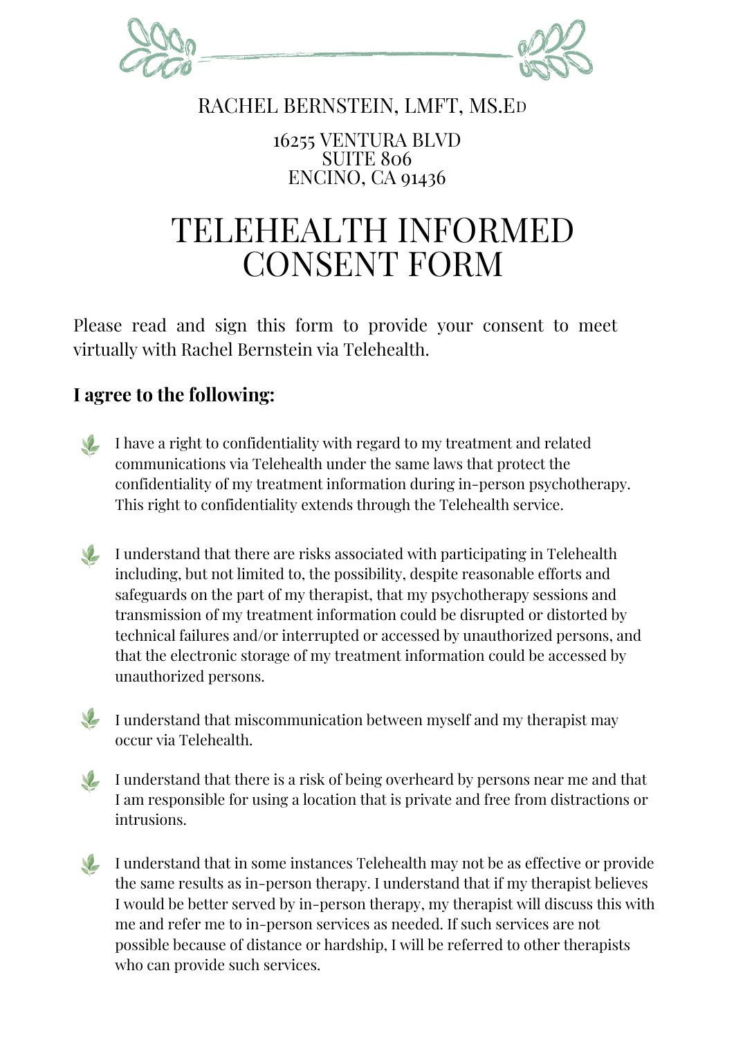RACHEL BERNSTEIN, LMFT, MS.ED

16255 VENTURA BLVD
SUITE 806
ENCINO, CA 91436

# TELEHEALTH INFORMED CONSENT FORM

Please read and sign this form to provide your consent to meet virtually with Rachel Bernstein via Telehealth.

## I agree to the following:

- I have a right to confidentiality with regard to my treatment and related communications via Telehealth under the same laws that protect the confidentiality of my treatment information during in-person psychotherapy. This right to confidentiality extends through the Telehealth service.

- I understand that there are risks associated with participating in Telehealth including, but not limited to, the possibility, despite reasonable efforts and safeguards on the part of my therapist, that my psychotherapy sessions and transmission of my treatment information could be disrupted or distorted by technical failures and/or interrupted or accessed by unauthorized persons, and that the electronic storage of my treatment information could be accessed by unauthorized persons.

- I understand that miscommunication between myself and my therapist may occur via Telehealth.

- I understand that there is a risk of being overheard by persons near me and that I am responsible for using a location that is private and free from distractions or intrusions.

- I understand that in some instances Telehealth may not be as effective or provide the same results as in-person therapy. I understand that if my therapist believes I would be better served by in-person therapy, my therapist will discuss this with me and refer me to in-person services as needed. If such services are not possible because of distance or hardship, I will be referred to other therapists who can provide such services.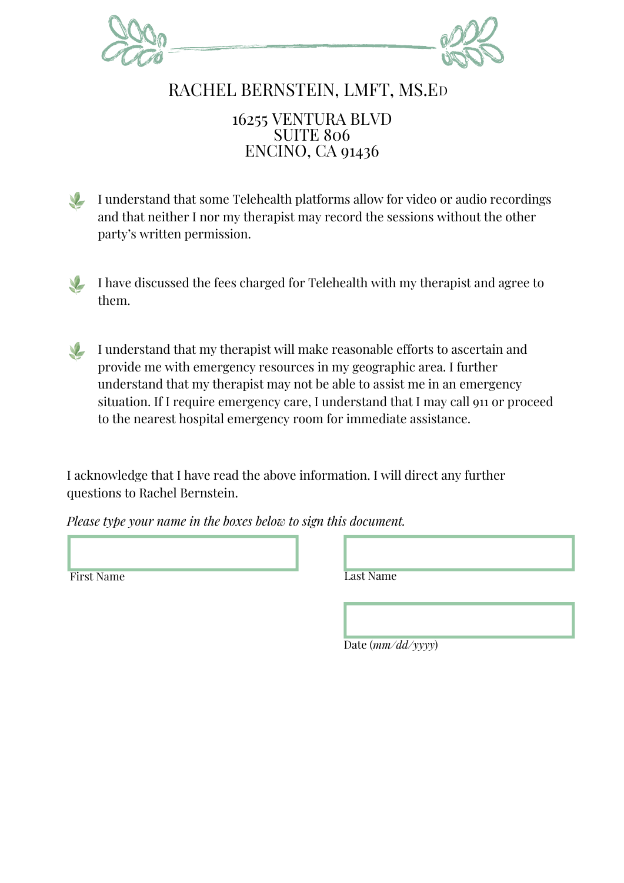# RACHEL BERNSTEIN, LMFT, MS.Ed

16255 VENTURA BLVD
SUITE 806
ENCINO, CA 91436

- I understand that some Telehealth platforms allow for video or audio recordings and that neither I nor my therapist may record the sessions without the other party's written permission.
- I have discussed the fees charged for Telehealth with my therapist and agree to them.
- I understand that my therapist will make reasonable efforts to ascertain and provide me with emergency resources in my geographic area. I further understand that my therapist may not be able to assist me in an emergency situation. If I require emergency care, I understand that I may call 911 or proceed to the nearest hospital emergency room for immediate assistance.

I acknowledge that I have read the above information. I will direct any further questions to Rachel Bernstein.

*Please type your name in the boxes below to sign this document.*

First Name ____________________

Last Name ____________________

Date (*mm/dd/yyyy*) ____________________